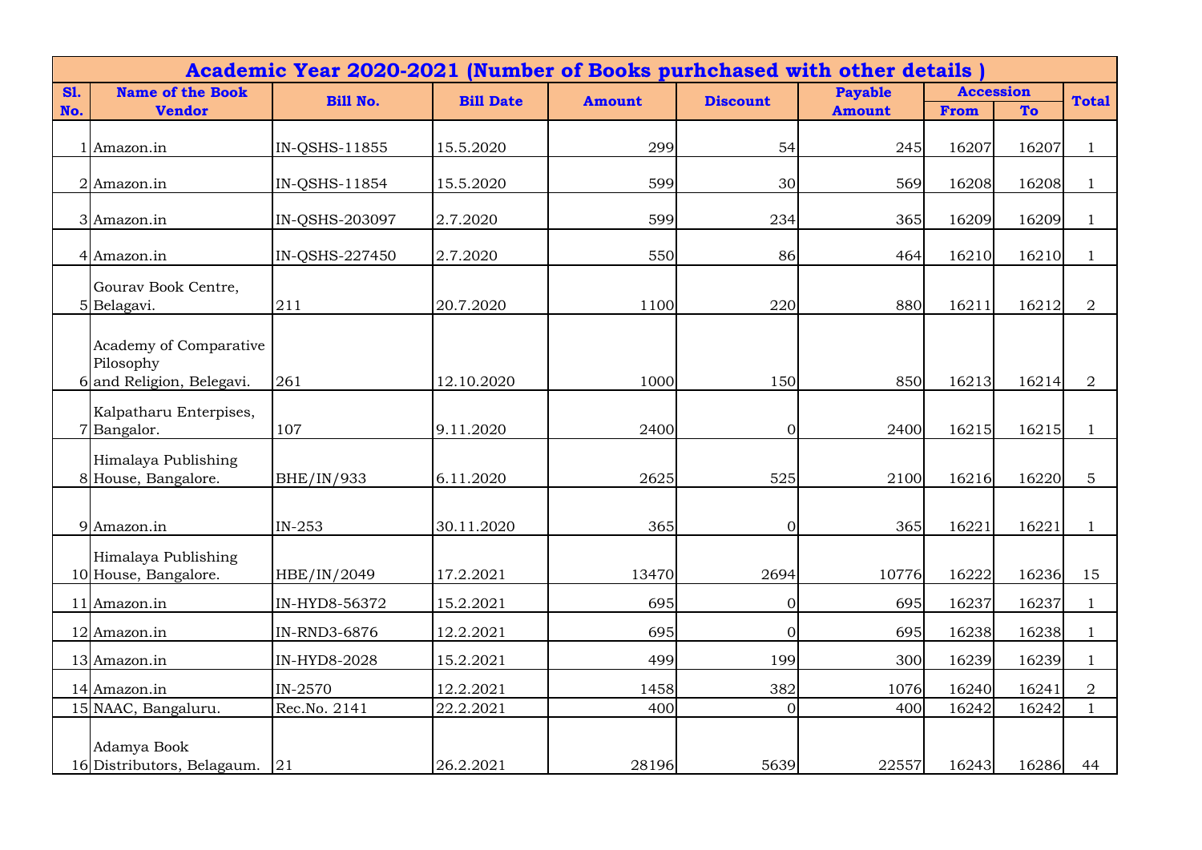| Academic Year 2020-2021 (Number of Books purhchased with other details ) | | | | | | | | | |
|---|---|---|---|---|---|---|---|---|---|
| **Sl. No.** | **Name of the Book Vendor** | **Bill No.** | **Bill Date** | **Amount** | **Discount** | **Payable Amount** | **Accession** | | **Total** |
| | | | | | | | **From** | **To** | |
| 1 | Amazon.in | IN-QSHS-11855 | 15.5.2020 | 299 | 54 | 245 | 16207 | 16207 | 1 |
| 2 | Amazon.in | IN-QSHS-11854 | 15.5.2020 | 599 | 30 | 569 | 16208 | 16208 | 1 |
| 3 | Amazon.in | IN-QSHS-203097 | 2.7.2020 | 599 | 234 | 365 | 16209 | 16209 | 1 |
| 4 | Amazon.in | IN-QSHS-227450 | 2.7.2020 | 550 | 86 | 464 | 16210 | 16210 | 1 |
| 5 | Gourav Book Centre, Belagavi. | 211 | 20.7.2020 | 1100 | 220 | 880 | 16211 | 16212 | 2 |
| 6 | Academy of Comparative Pilosophy and Religion, Belegavi. | 261 | 12.10.2020 | 1000 | 150 | 850 | 16213 | 16214 | 2 |
| 7 | Kalpatharu Enterpises, Bangalor. | 107 | 9.11.2020 | 2400 | 0 | 2400 | 16215 | 16215 | 1 |
| 8 | Himalaya Publishing House, Bangalore. | BHE/IN/933 | 6.11.2020 | 2625 | 525 | 2100 | 16216 | 16220 | 5 |
| 9 | Amazon.in | IN-253 | 30.11.2020 | 365 | 0 | 365 | 16221 | 16221 | 1 |
| 10 | Himalaya Publishing House, Bangalore. | HBE/IN/2049 | 17.2.2021 | 13470 | 2694 | 10776 | 16222 | 16236 | 15 |
| 11 | Amazon.in | IN-HYD8-56372 | 15.2.2021 | 695 | 0 | 695 | 16237 | 16237 | 1 |
| 12 | Amazon.in | IN-RND3-6876 | 12.2.2021 | 695 | 0 | 695 | 16238 | 16238 | 1 |
| 13 | Amazon.in | IN-HYD8-2028 | 15.2.2021 | 499 | 199 | 300 | 16239 | 16239 | 1 |
| 14 | Amazon.in | IN-2570 | 12.2.2021 | 1458 | 382 | 1076 | 16240 | 16241 | 2 |
| 15 | NAAC, Bangaluru. | Rec.No. 2141 | 22.2.2021 | 400 | 0 | 400 | 16242 | 16242 | 1 |
| 16 | Adamya Book Distributors, Belagaum. | 21 | 26.2.2021 | 28196 | 5639 | 22557 | 16243 | 16286 | 44 |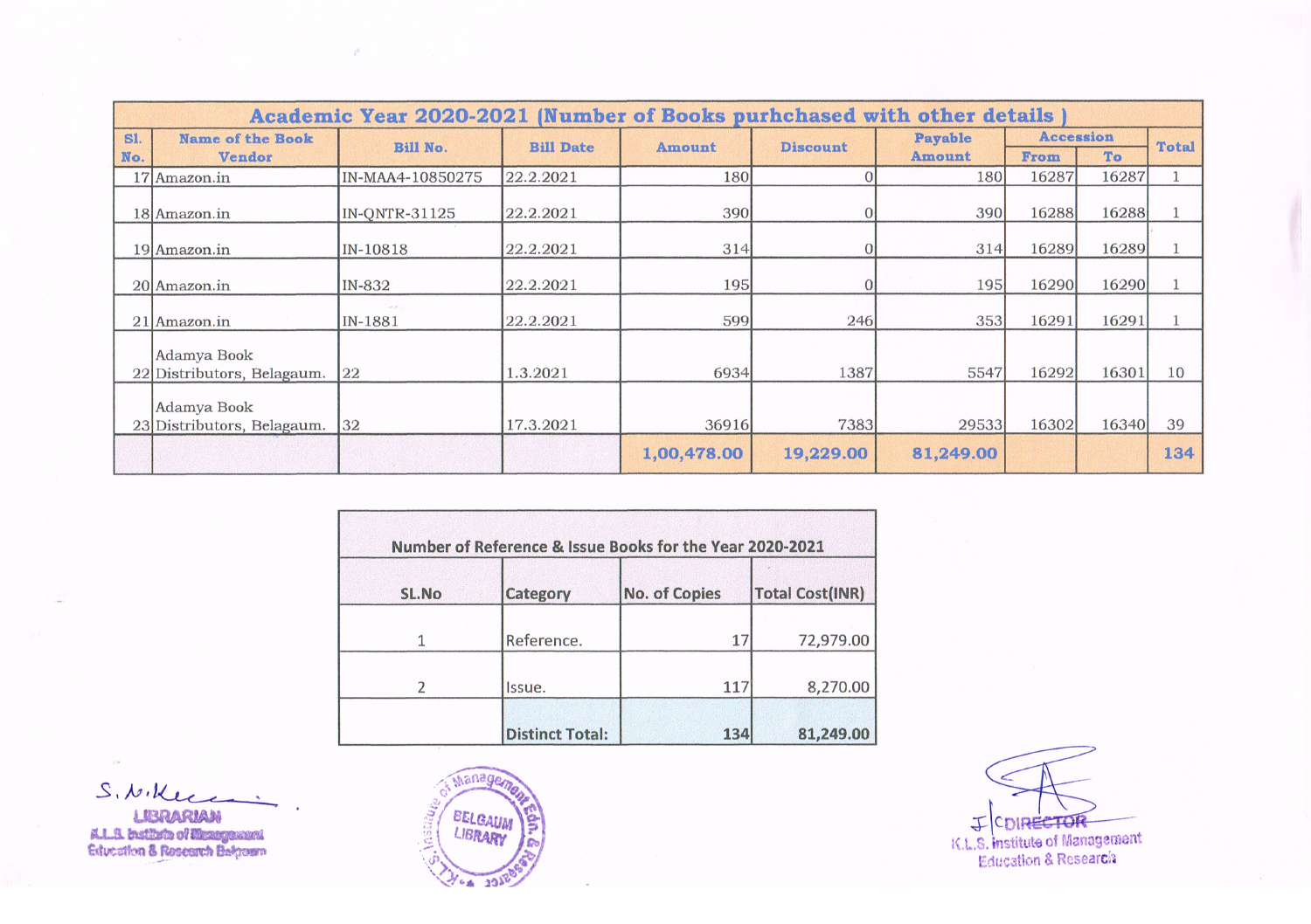| Academic Year 2020-2021 (Number of Books purhchased with other details ) | | | | | | | | | |
|---|---|---|---|---|---|---|---|---|---|
| Sl. No. | Name of the Book Vendor | Bill No. | Bill Date | Amount | Discount | Payable Amount | Accession | | Total |
| | | | | | | | From | To | |
| 17 | Amazon.in | IN-MAA4-10850275 | 22.2.2021 | 180 | 0 | 180 | 16287 | 16287 | 1 |
| 18 | Amazon.in | IN-QNTR-31125 | 22.2.2021 | 390 | 0 | 390 | 16288 | 16288 | 1 |
| 19 | Amazon.in | IN-10818 | 22.2.2021 | 314 | 0 | 314 | 16289 | 16289 | 1 |
| 20 | Amazon.in | IN-832 | 22.2.2021 | 195 | 0 | 195 | 16290 | 16290 | 1 |
| 21 | Amazon.in | IN-1881 | 22.2.2021 | 599 | 246 | 353 | 16291 | 16291 | 1 |
| 22 | Adamya Book Distributors, Belagaum. | 22 | 1.3.2021 | 6934 | 1387 | 5547 | 16292 | 16301 | 10 |
| 23 | Adamya Book Distributors, Belagaum. | 32 | 17.3.2021 | 36916 | 7383 | 29533 | 16302 | 16340 | 39 |
| | | | | **1,00,478.00** | **19,229.00** | **81,249.00** | | | **134** |

| Number of Reference & Issue Books for the Year 2020-2021 | | | |
|---|---|---|---|
| SL.No | Category | No. of Copies | Total Cost(INR) |
| 1 | Reference. | 17 | 72,979.00 |
| 2 | Issue. | 117 | 8,270.00 |
| | **Distinct Total:** | **134** | **81,249.00** |

S. N. Kee...
LIBRARIAN
K.L.S. Institute of Management Education & Research Belgaum

K.L.S. Institute of Management Edn. & Research BELGAUM LIBRARY

I/C DIRECTOR
K.L.S. Institute of Management Education & Research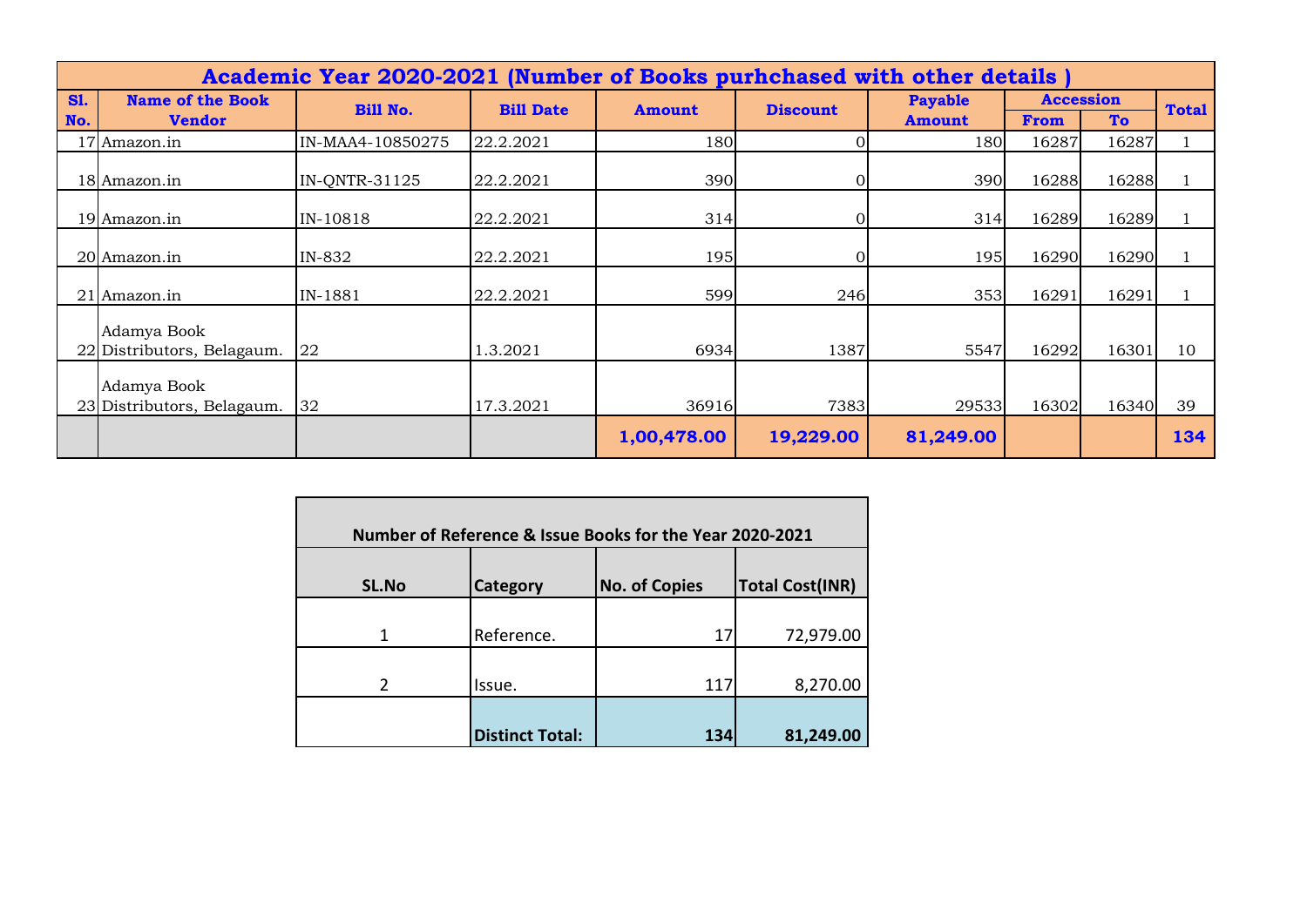| Academic Year 2020-2021 (Number of Books purhchased with other details ) | | | | | | | | | |
|---|---|---|---|---|---|---|---|---|---|
| Sl. No. | Name of the Book Vendor | Bill No. | Bill Date | Amount | Discount | Payable Amount | Accession | | Total |
| | | | | | | | From | To | |
| 17 | Amazon.in | IN-MAA4-10850275 | 22.2.2021 | 180 | 0 | 180 | 16287 | 16287 | 1 |
| 18 | Amazon.in | IN-QNTR-31125 | 22.2.2021 | 390 | 0 | 390 | 16288 | 16288 | 1 |
| 19 | Amazon.in | IN-10818 | 22.2.2021 | 314 | 0 | 314 | 16289 | 16289 | 1 |
| 20 | Amazon.in | IN-832 | 22.2.2021 | 195 | 0 | 195 | 16290 | 16290 | 1 |
| 21 | Amazon.in | IN-1881 | 22.2.2021 | 599 | 246 | 353 | 16291 | 16291 | 1 |
| 22 | Adamya Book Distributors, Belagaum. | 22 | 1.3.2021 | 6934 | 1387 | 5547 | 16292 | 16301 | 10 |
| 23 | Adamya Book Distributors, Belagaum. | 32 | 17.3.2021 | 36916 | 7383 | 29533 | 16302 | 16340 | 39 |
| | | | | **1,00,478.00** | **19,229.00** | **81,249.00** | | | **134** |

| Number of Reference & Issue Books for the Year 2020-2021 | | | |
|---|---|---|---|
| **SL.No** | **Category** | **No. of Copies** | **Total Cost(INR)** |
| 1 | Reference. | 17 | 72,979.00 |
| 2 | Issue. | 117 | 8,270.00 |
| | **Distinct Total:** | **134** | **81,249.00** |